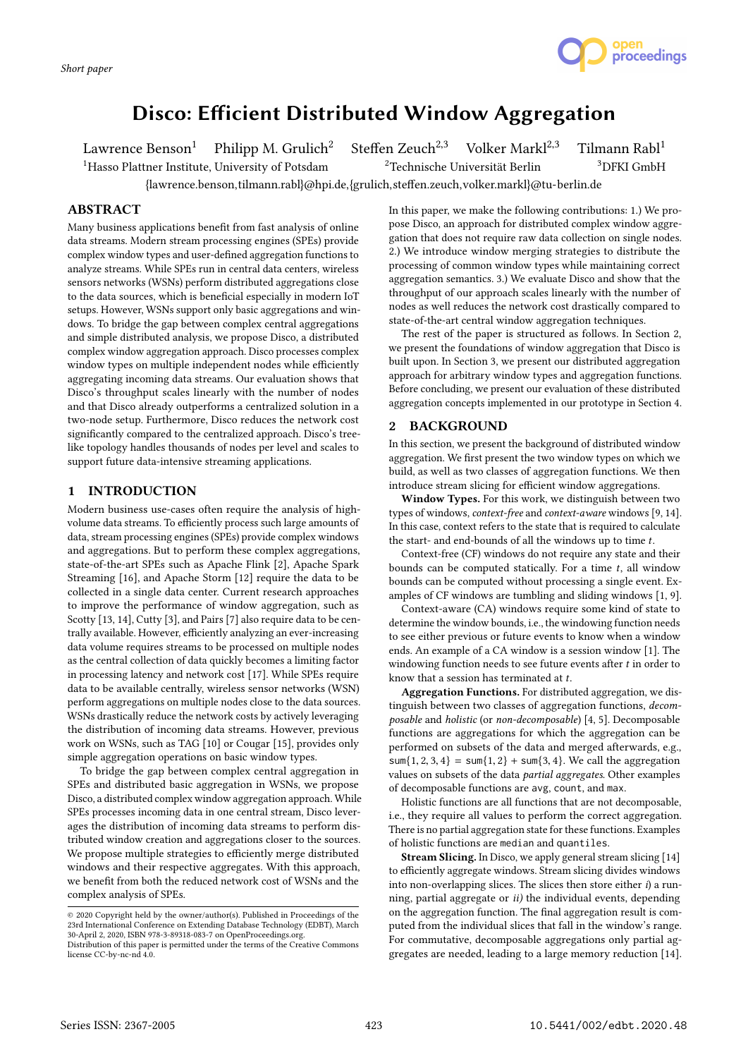Short paper

# Disco: Efficient Distributed Window Aggregation

Lawrence Benson[1] Philipp M. Grulich[2] Steffen Zeuch[2,3] Volker Markl[2,3] Tilmann Rabl[1]

[1]Hasso Plattner Institute, University of Potsdam [2]Technische Universität Berlin [3]DFKI GmbH

{lawrence.benson,tilmann.rabl}@hpi.de,{grulich,steffen.zeuch,volker.markl}@tu-berlin.de

## ABSTRACT

Many business applications benefit from fast analysis of online data streams. Modern stream processing engines (SPEs) provide complex window types and user-defined aggregation functions to analyze streams. While SPEs run in central data centers, wireless sensors networks (WSNs) perform distributed aggregations close to the data sources, which is beneficial especially in modern IoT setups. However, WSNs support only basic aggregations and windows. To bridge the gap between complex central aggregations and simple distributed analysis, we propose Disco, a distributed complex window aggregation approach. Disco processes complex window types on multiple independent nodes while efficiently aggregating incoming data streams. Our evaluation shows that Disco's throughput scales linearly with the number of nodes and that Disco already outperforms a centralized solution in a two-node setup. Furthermore, Disco reduces the network cost significantly compared to the centralized approach. Disco's tree-like topology handles thousands of nodes per level and scales to support future data-intensive streaming applications.

## 1 INTRODUCTION

Modern business use-cases often require the analysis of high-volume data streams. To efficiently process such large amounts of data, stream processing engines (SPEs) provide complex windows and aggregations. But to perform these complex aggregations, state-of-the-art SPEs such as Apache Flink [2], Apache Spark Streaming [16], and Apache Storm [12] require the data to be collected in a single data center. Current research approaches to improve the performance of window aggregation, such as Scotty [13, 14], Cutty [3], and Pairs [7] also require data to be centrally available. However, efficiently analyzing an ever-increasing data volume requires streams to be processed on multiple nodes as the central collection of data quickly becomes a limiting factor in processing latency and network cost [17]. While SPEs require data to be available centrally, wireless sensor networks (WSN) perform aggregations on multiple nodes close to the data sources. WSNs drastically reduce the network costs by actively leveraging the distribution of incoming data streams. However, previous work on WSNs, such as TAG [10] or Cougar [15], provides only simple aggregation operations on basic window types.

To bridge the gap between complex central aggregation in SPEs and distributed basic aggregation in WSNs, we propose Disco, a distributed complex window aggregation approach. While SPEs processes incoming data in one central stream, Disco leverages the distribution of incoming data streams to perform distributed window creation and aggregations closer to the sources. We propose multiple strategies to efficiently merge distributed windows and their respective aggregates. With this approach, we benefit from both the reduced network cost of WSNs and the complex analysis of SPEs.

In this paper, we make the following contributions: 1.) We propose Disco, an approach for distributed complex window aggregation that does not require raw data collection on single nodes. 2.) We introduce window merging strategies to distribute the processing of common window types while maintaining correct aggregation semantics. 3.) We evaluate Disco and show that the throughput of our approach scales linearly with the number of nodes as well reduces the network cost drastically compared to state-of-the-art central window aggregation techniques.

The rest of the paper is structured as follows. In Section 2, we present the foundations of window aggregation that Disco is built upon. In Section 3, we present our distributed aggregation approach for arbitrary window types and aggregation functions. Before concluding, we present our evaluation of these distributed aggregation concepts implemented in our prototype in Section 4.

## 2 BACKGROUND

In this section, we present the background of distributed window aggregation. We first present the two window types on which we build, as well as two classes of aggregation functions. We then introduce stream slicing for efficient window aggregations.

**Window Types.** For this work, we distinguish between two types of windows, *context-free* and *context-aware* windows [9, 14]. In this case, context refers to the state that is required to calculate the start- and end-bounds of all the windows up to time $t$.

Context-free (CF) windows do not require any state and their bounds can be computed statically. For a time $t$, all window bounds can be computed without processing a single event. Examples of CF windows are tumbling and sliding windows [1, 9].

Context-aware (CA) windows require some kind of state to determine the window bounds, i.e., the windowing function needs to see either previous or future events to know when a window ends. An example of a CA window is a session window [1]. The windowing function needs to see future events after $t$ in order to know that a session has terminated at $t$.

**Aggregation Functions.** For distributed aggregation, we distinguish between two classes of aggregation functions, *decomposable* and *holistic* (or *non-decomposable*) [4, 5]. Decomposable functions are aggregations for which the aggregation can be performed on subsets of the data and merged afterwards, e.g., `sum`$\{1, 2, 3, 4\}$ = `sum`$\{1, 2\}$ + `sum`$\{3, 4\}$. We call the aggregation values on subsets of the data *partial aggregates*. Other examples of decomposable functions are `avg`, `count`, and `max`.

Holistic functions are all functions that are not decomposable, i.e., they require all values to perform the correct aggregation. There is no partial aggregation state for these functions. Examples of holistic functions are `median` and `quantiles`.

**Stream Slicing.** In Disco, we apply general stream slicing [14] to efficiently aggregate windows. Stream slicing divides windows into non-overlapping slices. The slices then store either *i)* a running, partial aggregate or *ii)* the individual events, depending on the aggregation function. The final aggregation result is computed from the individual slices that fall in the window's range. For commutative, decomposable aggregations only partial aggregates are needed, leading to a large memory reduction [14].

© 2020 Copyright held by the owner/author(s). Published in Proceedings of the 23rd International Conference on Extending Database Technology (EDBT), March 30-April 2, 2020, ISBN 978-3-89318-083-7 on OpenProceedings.org.
Distribution of this paper is permitted under the terms of the Creative Commons license CC-by-nc-nd 4.0.

Series ISSN: 2367-2005 10.5441/002/edbt.2020.48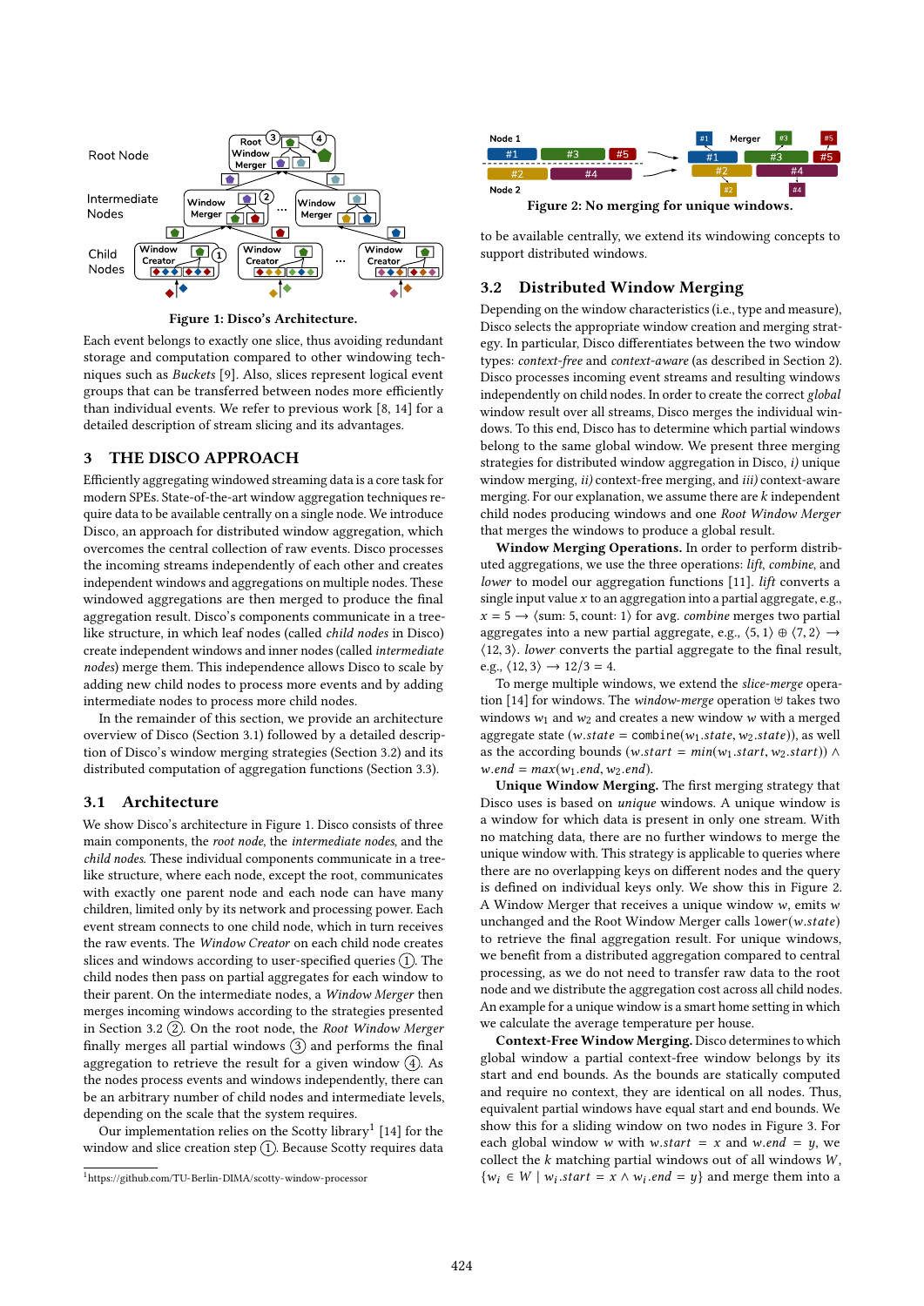Figure 1: Disco's Architecture.

Each event belongs to exactly one slice, thus avoiding redundant storage and computation compared to other windowing techniques such as *Buckets* [9]. Also, slices represent logical event groups that can be transferred between nodes more efficiently than individual events. We refer to previous work [8, 14] for a detailed description of stream slicing and its advantages.

## 3 THE DISCO APPROACH

Efficiently aggregating windowed streaming data is a core task for modern SPEs. State-of-the-art window aggregation techniques require data to be available centrally on a single node. We introduce Disco, an approach for distributed window aggregation, which overcomes the central collection of raw events. Disco processes the incoming streams independently of each other and creates independent windows and aggregations on multiple nodes. These windowed aggregations are then merged to produce the final aggregation result. Disco's components communicate in a tree-like structure, in which leaf nodes (called *child nodes* in Disco) create independent windows and inner nodes (called *intermediate nodes*) merge them. This independence allows Disco to scale by adding new child nodes to process more events and by adding intermediate nodes to process more child nodes.

In the remainder of this section, we provide an architecture overview of Disco (Section 3.1) followed by a detailed description of Disco's window merging strategies (Section 3.2) and its distributed computation of aggregation functions (Section 3.3).

### 3.1 Architecture

We show Disco's architecture in Figure 1. Disco consists of three main components, the *root node*, the *intermediate nodes*, and the *child nodes*. These individual components communicate in a tree-like structure, where each node, except the root, communicates with exactly one parent node and each node can have many children, limited only by its network and processing power. Each event stream connects to one child node, which in turn receives the raw events. The *Window Creator* on each child node creates slices and windows according to user-specified queries (1). The child nodes then pass on partial aggregates for each window to their parent. On the intermediate nodes, a *Window Merger* then merges incoming windows according to the strategies presented in Section 3.2 (2). On the root node, the *Root Window Merger* finally merges all partial windows (3) and performs the final aggregation to retrieve the result for a given window (4). As the nodes process events and windows independently, there can be an arbitrary number of child nodes and intermediate levels, depending on the scale that the system requires.

Our implementation relies on the Scotty library[1] [14] for the window and slice creation step (1). Because Scotty requires data to be available centrally, we extend its windowing concepts to support distributed windows.

[1] https://github.com/TU-Berlin-DIMA/scotty-window-processor

Figure 2: No merging for unique windows.

### 3.2 Distributed Window Merging

Depending on the window characteristics (i.e., type and measure), Disco selects the appropriate window creation and merging strategy. In particular, Disco differentiates between the two window types: *context-free* and *context-aware* (as described in Section 2). Disco processes incoming event streams and resulting windows independently on child nodes. In order to create the correct *global* window result over all streams, Disco merges the individual windows. To this end, Disco has to determine which partial windows belong to the same global window. We present three merging strategies for distributed window aggregation in Disco, *i)* unique window merging, *ii)* context-free merging, and *iii)* context-aware merging. For our explanation, we assume there are $k$ independent child nodes producing windows and one *Root Window Merger* that merges the windows to produce a global result.

**Window Merging Operations.** In order to perform distributed aggregations, we use the three operations: *lift*, *combine*, and *lower* to model our aggregation functions [11]. *lift* converts a single input value $x$ to an aggregation into a partial aggregate, e.g., $x = 5 \longrightarrow \langle \text{sum: } 5, \text{count: } 1\rangle$ for avg. *combine* merges two partial aggregates into a new partial aggregate, e.g., $\langle 5, 1\rangle \oplus \langle 7, 2\rangle \longrightarrow \langle 12, 3\rangle$. *lower* converts the partial aggregate to the final result, e.g., $\langle 12, 3\rangle \longrightarrow 12/3 = 4$.

To merge multiple windows, we extend the *slice-merge* operation [14] for windows. The *window-merge* operation $\uplus$ takes two windows $w_1$ and $w_2$ and creates a new window $w$ with a merged aggregate state ($w.state$ = `combine`($w_1.state$, $w_2.state$)), as well as the according bounds ($w.start = min(w_1.start, w_2.start)) \wedge w.end = max(w_1.end, w_2.end)$).

**Unique Window Merging.** The first merging strategy that Disco uses is based on ***unique*** windows. A unique window is a window for which data is present in only one stream. With no matching data, there are no further windows to merge the unique window with. This strategy is applicable to queries where there are no overlapping keys on different nodes and the query is defined on individual keys only. We show this in Figure 2. A Window Merger that receives a unique window $w$, emits $w$ unchanged and the Root Window Merger calls `lower`($w.state$) to retrieve the final aggregation result. For unique windows, we benefit from a distributed aggregation compared to central processing, as we do not need to transfer raw data to the root node and we distribute the aggregation cost across all child nodes. An example for a unique window is a smart home setting in which we calculate the average temperature per house.

**Context-Free Window Merging.** Disco determines to which global window a partial context-free window belongs by its start and end bounds. As the bounds are statically computed and require no context, they are identical on all nodes. Thus, equivalent partial windows have equal start and end bounds. We show this for a sliding window on two nodes in Figure 3. For each global window $w$ with $w.start = x$ and $w.end = y$, we collect the $k$ matching partial windows out of all windows $W$, $\{w_i \in W \mid w_i.start = x \wedge w_i.end = y\}$ and merge them into a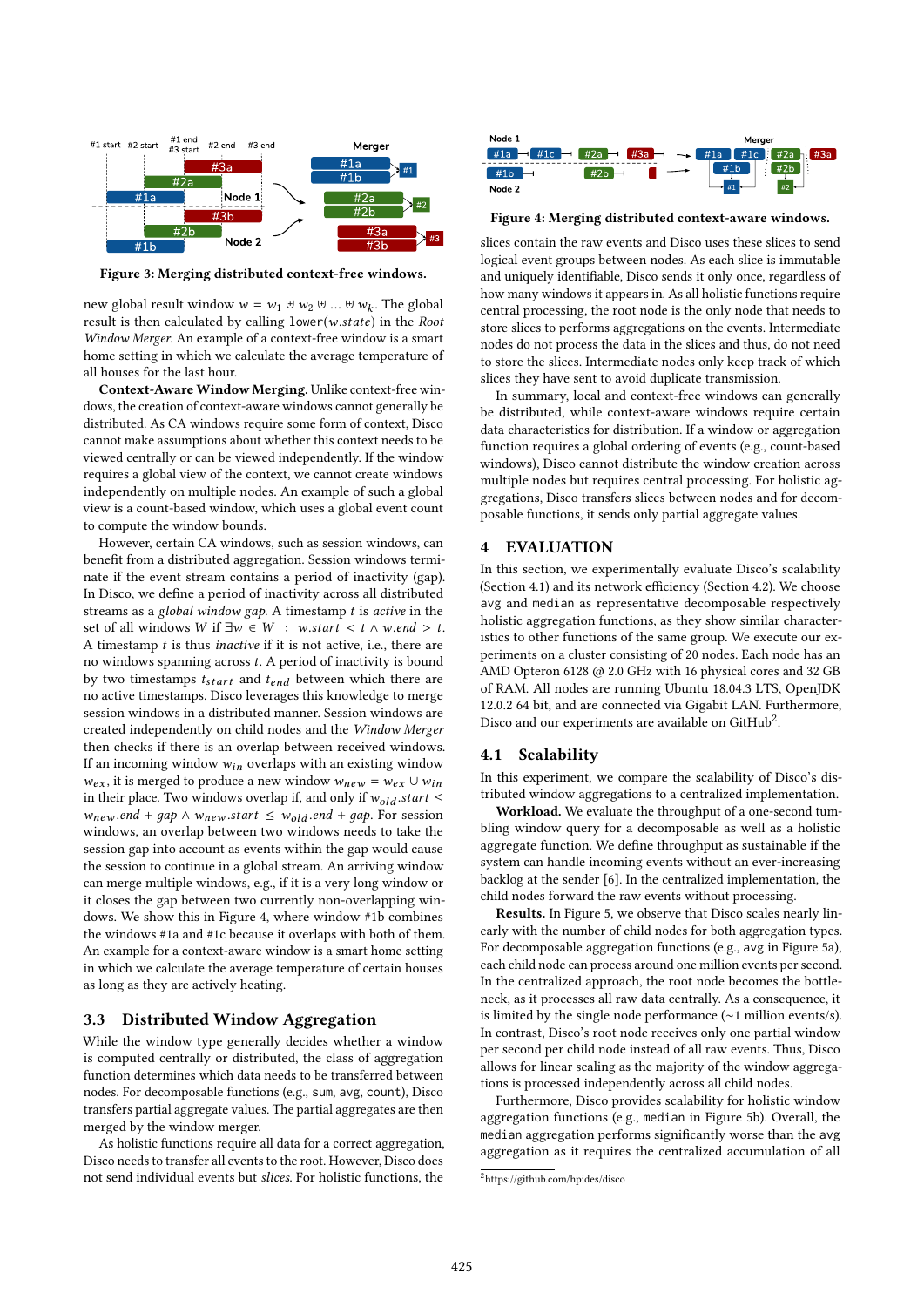Figure 3: Merging distributed context-free windows.

Figure 4: Merging distributed context-aware windows.

new global result window $w = w_1 \uplus w_2 \uplus \ldots \uplus w_k$. The global result is then calculated by calling `lower(w.state)` in the *Root Window Merger*. An example of a context-free window is a smart home setting in which we calculate the average temperature of all houses for the last hour.

**Context-Aware Window Merging.** Unlike context-free windows, the creation of context-aware windows cannot generally be distributed. As CA windows require some form of context, Disco cannot make assumptions about whether this context needs to be viewed centrally or can be viewed independently. If the window requires a global view of the context, we cannot create windows independently on multiple nodes. An example of such a global view is a count-based window, which uses a global event count to compute the window bounds.

However, certain CA windows, such as session windows, can benefit from a distributed aggregation. Session windows terminate if the event stream contains a period of inactivity (gap). In Disco, we define a period of inactivity across all distributed streams as a *global window gap*. A timestamp $t$ is *active* in the set of all windows $W$ if $\exists w \in W \ : \ w.start < t \land w.end > t$. A timestamp $t$ is thus *inactive* if it is not active, i.e., there are no windows spanning across $t$. A period of inactivity is bound by two timestamps $t_{start}$ and $t_{end}$ between which there are no active timestamps. Disco leverages this knowledge to merge session windows in a distributed manner. Session windows are created independently on child nodes and the *Window Merger* then checks if there is an overlap between received windows. If an incoming window $w_{in}$ overlaps with an existing window $w_{ex}$, it is merged to produce a new window $w_{new} = w_{ex} \cup w_{in}$ in their place. Two windows overlap if, and only if $w_{old}.start \leq w_{new}.end + gap \land w_{new}.start \leq w_{old}.end + gap$. For session windows, an overlap between two windows needs to take the session gap into account as events within the gap would cause the session to continue in a global stream. An arriving window can merge multiple windows, e.g., if it is a very long window or it closes the gap between two currently non-overlapping windows. We show this in Figure 4, where window #1b combines the windows #1a and #1c because it overlaps with both of them. An example for a context-aware window is a smart home setting in which we calculate the average temperature of certain houses as long as they are actively heating.

### 3.3 Distributed Window Aggregation

While the window type generally decides whether a window is computed centrally or distributed, the class of aggregation function determines which data needs to be transferred between nodes. For decomposable functions (e.g., `sum`, `avg`, `count`), Disco transfers partial aggregate values. The partial aggregates are then merged by the window merger.

As holistic functions require all data for a correct aggregation, Disco needs to transfer all events to the root. However, Disco does not send individual events but *slices*. For holistic functions, the slices contain the raw events and Disco uses these slices to send logical event groups between nodes. As each slice is immutable and uniquely identifiable, Disco sends it only once, regardless of how many windows it appears in. As all holistic functions require central processing, the root node is the only node that needs to store slices to performs aggregations on the events. Intermediate nodes do not process the data in the slices and thus, do not need to store the slices. Intermediate nodes only keep track of which slices they have sent to avoid duplicate transmission.

In summary, local and context-free windows can generally be distributed, while context-aware windows require certain data characteristics for distribution. If a window or aggregation function requires a global ordering of events (e.g., count-based windows), Disco cannot distribute the window creation across multiple nodes but requires central processing. For holistic aggregations, Disco transfers slices between nodes and for decomposable functions, it sends only partial aggregate values.

## 4 EVALUATION

In this section, we experimentally evaluate Disco's scalability (Section 4.1) and its network efficiency (Section 4.2). We choose `avg` and `median` as representative decomposable respectively holistic aggregation functions, as they show similar characteristics to other functions of the same group. We execute our experiments on a cluster consisting of 20 nodes. Each node has an AMD Opteron 6128 @ 2.0 GHz with 16 physical cores and 32 GB of RAM. All nodes are running Ubuntu 18.04.3 LTS, OpenJDK 12.0.2 64 bit, and are connected via Gigabit LAN. Furthermore, Disco and our experiments are available on GitHub[2].

### 4.1 Scalability

In this experiment, we compare the scalability of Disco's distributed window aggregations to a centralized implementation.

**Workload.** We evaluate the throughput of a one-second tumbling window query for a decomposable as well as a holistic aggregate function. We define throughput as sustainable if the system can handle incoming events without an ever-increasing backlog at the sender [6]. In the centralized implementation, the child nodes forward the raw events without processing.

**Results.** In Figure 5, we observe that Disco scales nearly linearly with the number of child nodes for both aggregation types. For decomposable aggregation functions (e.g., `avg` in Figure 5a), each child node can process around one million events per second. In the centralized approach, the root node becomes the bottleneck, as it processes all raw data centrally. As a consequence, it is limited by the single node performance (~1 million events/s). In contrast, Disco's root node receives only one partial window per second per child node instead of all raw events. Thus, Disco allows for linear scaling as the majority of the window aggregations is processed independently across all child nodes.

Furthermore, Disco provides scalability for holistic window aggregation functions (e.g., `median` in Figure 5b). Overall, the `median` aggregation performs significantly worse than the `avg` aggregation as it requires the centralized accumulation of all

[2] https://github.com/hpides/disco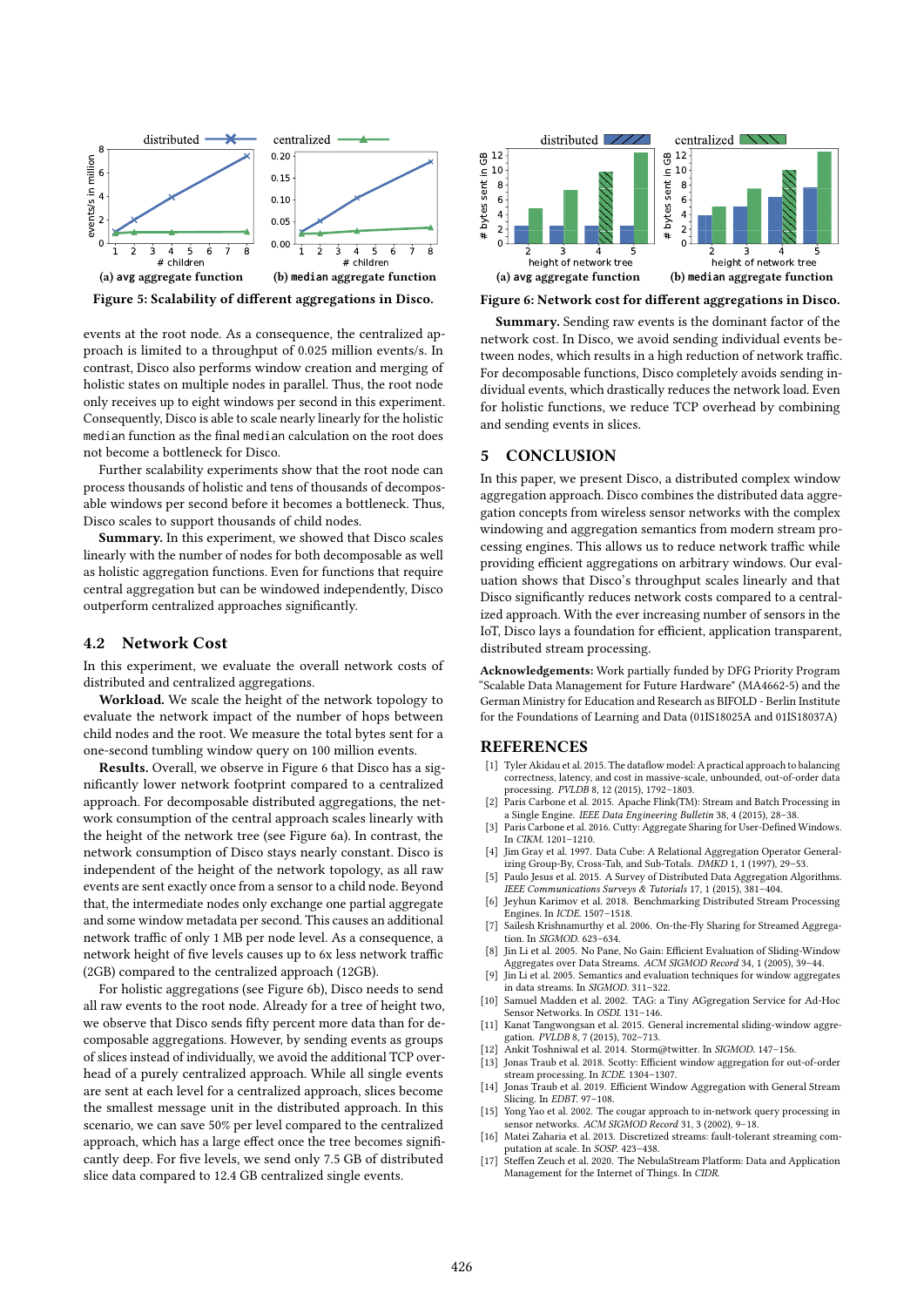distributed
centralized

events/s in million
8
6
4
2
0
1 2 3 4 5 6 7 8
# children

(a) avg aggregate function

0.20
0.15
0.10
0.05
0.00
1 2 3 4 5 6 7 8
# children

(b) median aggregate function

**Figure 5: Scalability of different aggregations in Disco.**

distributed
centralized

# bytes sent in GB
12
10
8
6
4
2
0
2 3 4 5
height of network tree

(a) avg aggregate function

# bytes sent in GB
12
10
8
6
4
2
0
2 3 4 5
height of network tree

(b) median aggregate function

**Figure 6: Network cost for different aggregations in Disco.**

events at the root node. As a consequence, the centralized approach is limited to a throughput of 0.025 million events/s. In contrast, Disco also performs window creation and merging of holistic states on multiple nodes in parallel. Thus, the root node only receives up to eight windows per second in this experiment. Consequently, Disco is able to scale nearly linearly for the holistic median function as the final median calculation on the root does not become a bottleneck for Disco.

Further scalability experiments show that the root node can process thousands of holistic and tens of thousands of decomposable windows per second before it becomes a bottleneck. Thus, Disco scales to support thousands of child nodes.

**Summary.** In this experiment, we showed that Disco scales linearly with the number of nodes for both decomposable as well as holistic aggregation functions. Even for functions that require central aggregation but can be windowed independently, Disco outperform centralized approaches significantly.

## 4.2 Network Cost

In this experiment, we evaluate the overall network costs of distributed and centralized aggregations.

**Workload.** We scale the height of the network topology to evaluate the network impact of the number of hops between child nodes and the root. We measure the total bytes sent for a one-second tumbling window query on 100 million events.

**Results.** Overall, we observe in Figure 6 that Disco has a significantly lower network footprint compared to a centralized approach. For decomposable distributed aggregations, the network consumption of the central approach scales linearly with the height of the network tree (see Figure 6a). In contrast, the network consumption of Disco stays nearly constant. Disco is independent of the height of the network topology, as all raw events are sent exactly once from a sensor to a child node. Beyond that, the intermediate nodes only exchange one partial aggregate and some window metadata per second. This causes an additional network traffic of only 1 MB per node level. As a consequence, a network height of five levels causes up to 6x less network traffic (2GB) compared to the centralized approach (12GB).

For holistic aggregations (see Figure 6b), Disco needs to send all raw events to the root node. Already for a tree of height two, we observe that Disco sends fifty percent more data than for decomposable aggregations. However, by sending events as groups of slices instead of individually, we avoid the additional TCP overhead of a purely centralized approach. While all single events are sent at each level for a centralized approach, slices become the smallest message unit in the distributed approach. In this scenario, we can save 50% per level compared to the centralized approach, which has a large effect once the tree becomes significantly deep. For five levels, we send only 7.5 GB of distributed slice data compared to 12.4 GB centralized single events.

**Summary.** Sending raw events is the dominant factor of the network cost. In Disco, we avoid sending individual events between nodes, which results in a high reduction of network traffic. For decomposable functions, Disco completely avoids sending individual events, which drastically reduces the network load. Even for holistic functions, we reduce TCP overhead by combining and sending events in slices.

# 5 CONCLUSION

In this paper, we present Disco, a distributed complex window aggregation approach. Disco combines the distributed data aggregation concepts from wireless sensor networks with the complex windowing and aggregation semantics from modern stream processing engines. This allows us to reduce network traffic while providing efficient aggregations on arbitrary windows. Our evaluation shows that Disco's throughput scales linearly and that Disco significantly reduces network costs compared to a centralized approach. With the ever increasing number of sensors in the IoT, Disco lays a foundation for efficient, application transparent, distributed stream processing.

**Acknowledgements:** Work partially funded by DFG Priority Program "Scalable Data Management for Future Hardware" (MA4662-5) and the German Ministry for Education and Research as BIFOLD - Berlin Institute for the Foundations of Learning and Data (01IS18025A and 01IS18037A)

# REFERENCES

[1] Tyler Akidau et al. 2015. The dataflow model: A practical approach to balancing correctness, latency, and cost in massive-scale, unbounded, out-of-order data processing. *PVLDB* 8, 12 (2015), 1792–1803.

[2] Paris Carbone et al. 2015. Apache Flink(TM): Stream and Batch Processing in a Single Engine. *IEEE Data Engineering Bulletin* 38, 4 (2015), 28–38.

[3] Paris Carbone et al. 2016. Cutty: Aggregate Sharing for User-Defined Windows. In *CIKM*. 1201–1210.

[4] Jim Gray et al. 1997. Data Cube: A Relational Aggregation Operator Generalizing Group-By, Cross-Tab, and Sub-Totals. *DMKD* 1, 1 (1997), 29–53.

[5] Paulo Jesus et al. 2015. A Survey of Distributed Data Aggregation Algorithms. *IEEE Communications Surveys & Tutorials* 17, 1 (2015), 381–404.

[6] Jeyhun Karimov et al. 2018. Benchmarking Distributed Stream Processing Engines. In *ICDE*. 1507–1518.

[7] Sailesh Krishnamurthy et al. 2006. On-the-Fly Sharing for Streamed Aggregation. In *SIGMOD*. 623–634.

[8] Jin Li et al. 2005. No Pane, No Gain: Efficient Evaluation of Sliding-Window Aggregates over Data Streams. *ACM SIGMOD Record* 34, 1 (2005), 39–44.

[9] Jin Li et al. 2005. Semantics and evaluation techniques for window aggregates in data streams. In *SIGMOD*. 311–322.

[10] Samuel Madden et al. 2002. TAG: a Tiny AGgregation Service for Ad-Hoc Sensor Networks. In *OSDI*. 131–146.

[11] Kanat Tangwongsan et al. 2015. General incremental sliding-window aggregation. *PVLDB* 8, 7 (2015), 702–713.

[12] Ankit Toshniwal et al. 2014. Storm@twitter. In *SIGMOD*. 147–156.

[13] Jonas Traub et al. 2018. Scotty: Efficient window aggregation for out-of-order stream processing. In *ICDE*. 1304–1307.

[14] Jonas Traub et al. 2019. Efficient Window Aggregation with General Stream Slicing. In *EDBT*. 97–108.

[15] Yong Yao et al. 2002. The cougar approach to in-network query processing in sensor networks. *ACM SIGMOD Record* 31, 3 (2002), 9–18.

[16] Matei Zaharia et al. 2013. Discretized streams: fault-tolerant streaming computation at scale. In *SOSP*. 423–438.

[17] Steffen Zeuch et al. 2020. The NebulaStream Platform: Data and Application Management for the Internet of Things. In *CIDR*.